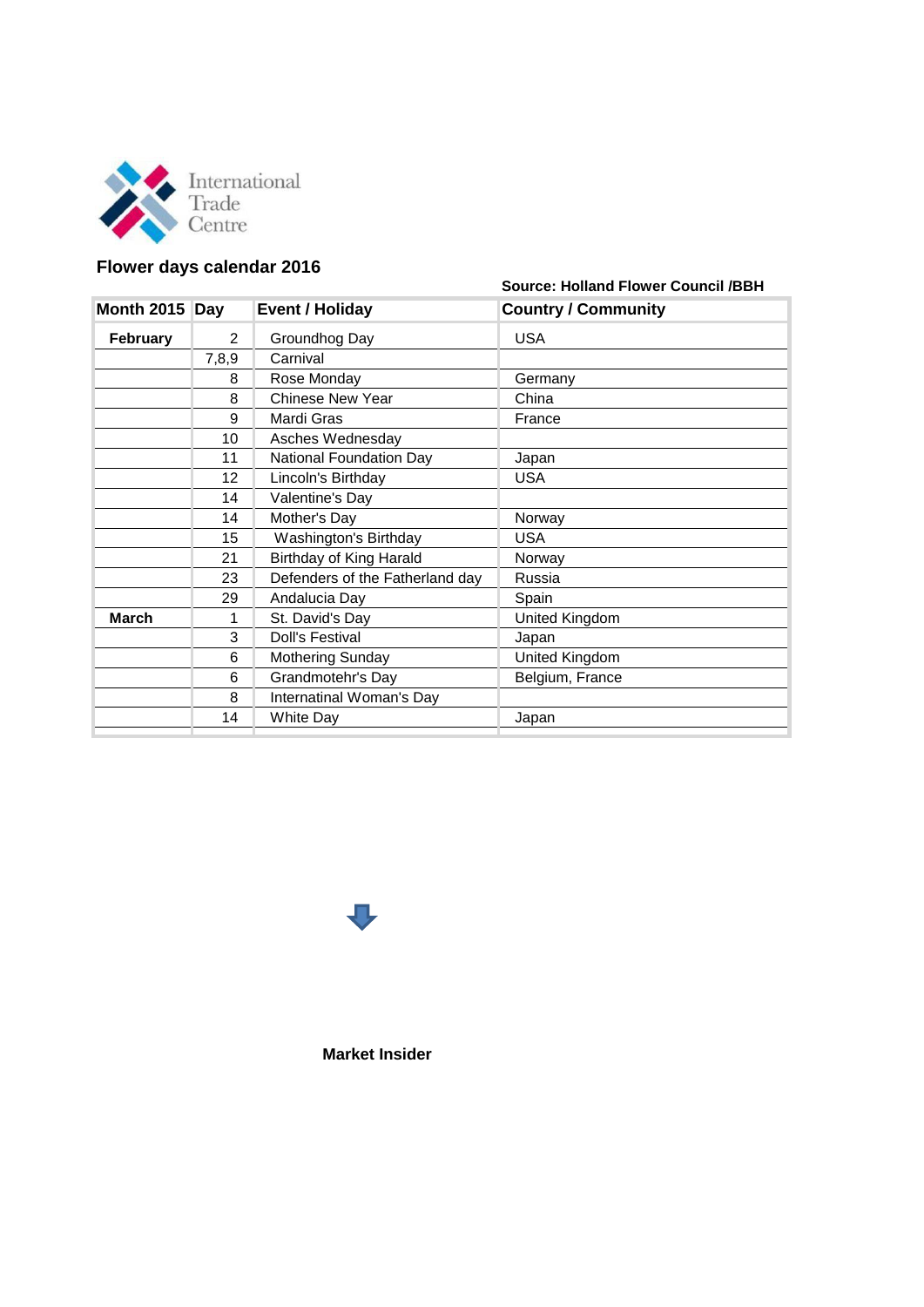International Trade Centre

## Flower days calendar 2016

**Source: Holland Flower Council /BBH**

| Month 2015 | Day | Event / Holiday | Country / Community |
|---|---|---|---|
| **February** | 2 | Groundhog Day | USA |
| | 7,8,9 | Carnival | |
| | 8 | Rose Monday | Germany |
| | 8 | Chinese New Year | China |
| | 9 | Mardi Gras | France |
| | 10 | Asches Wednesday | |
| | 11 | National Foundation Day | Japan |
| | 12 | Lincoln's Birthday | USA |
| | 14 | Valentine's Day | |
| | 14 | Mother's Day | Norway |
| | 15 | Washington's Birthday | USA |
| | 21 | Birthday of King Harald | Norway |
| | 23 | Defenders of the Fatherland day | Russia |
| | 29 | Andalucia Day | Spain |
| **March** | 1 | St. David's Day | United Kingdom |
| | 3 | Doll's Festival | Japan |
| | 6 | Mothering Sunday | United Kingdom |
| | 6 | Grandmotehr's Day | Belgium, France |
| | 8 | Internatinal Woman's Day | |
| | 14 | White Day | Japan |

**Market Insider**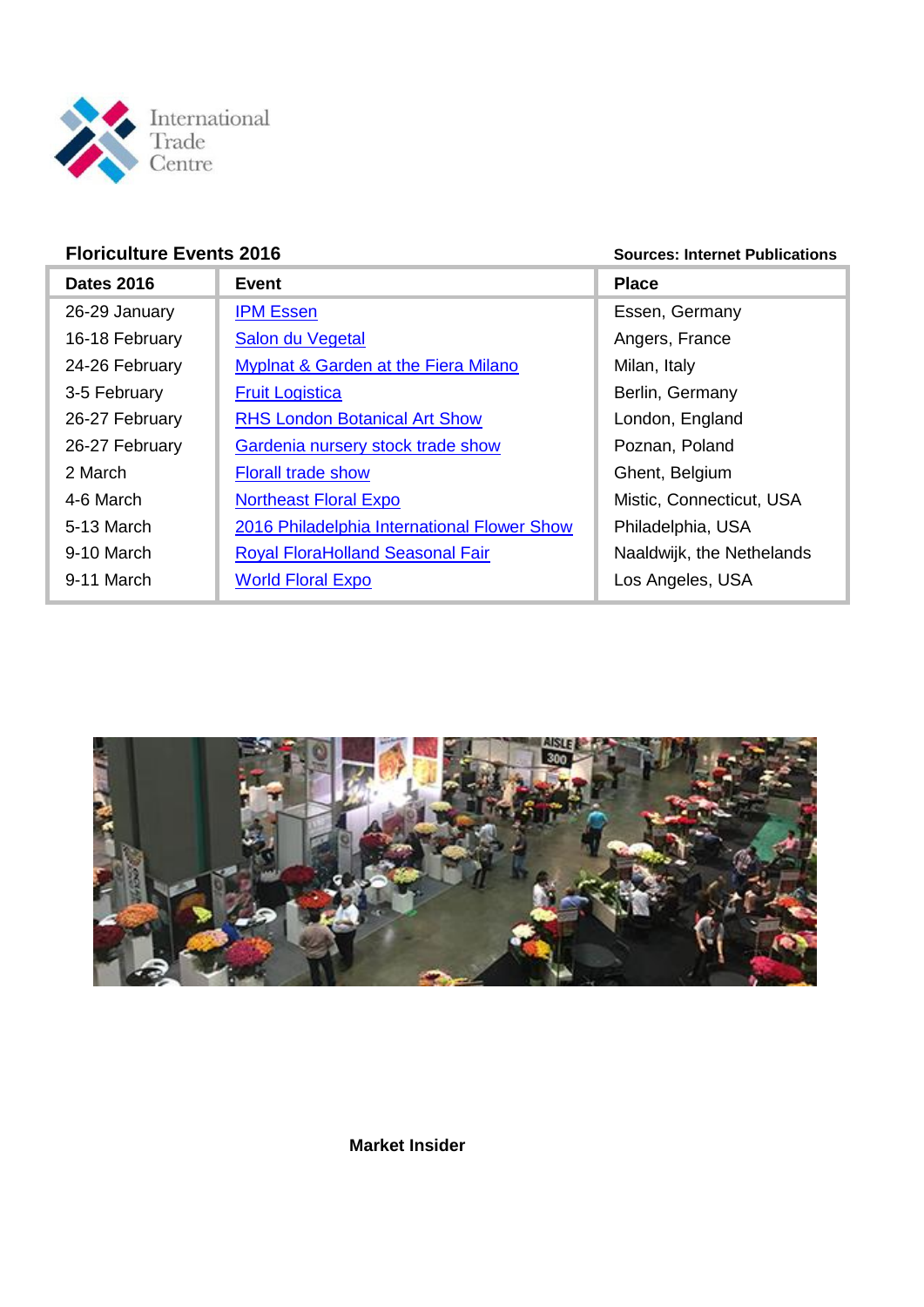International Trade Centre

**Floriculture Events 2016** **Sources: Internet Publications**

| Dates 2016 | Event | Place |
|---|---|---|
| 26-29 January | IPM Essen | Essen, Germany |
| 16-18 February | Salon du Vegetal | Angers, France |
| 24-26 February | Myplnat & Garden at the Fiera Milano | Milan, Italy |
| 3-5 February | Fruit Logistica | Berlin, Germany |
| 26-27 February | RHS London Botanical Art Show | London, England |
| 26-27 February | Gardenia nursery stock trade show | Poznan, Poland |
| 2 March | Florall trade show | Ghent, Belgium |
| 4-6 March | Northeast Floral Expo | Mistic, Connecticut, USA |
| 5-13 March | 2016 Philadelphia International Flower Show | Philadelphia, USA |
| 9-10 March | Royal FloraHolland Seasonal Fair | Naaldwijk, the Nethelands |
| 9-11 March | World Floral Expo | Los Angeles, USA |

**Market Insider**